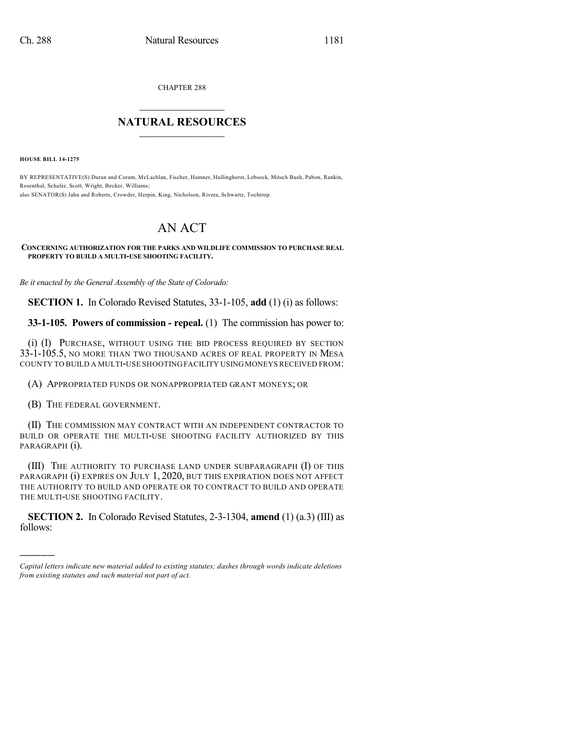CHAPTER 288

## NATURAL RESOURCES

**HOUSE BILL 14-1275**

BY REPRESENTATIVE(S) Duran and Coram, McLachlan, Fischer, Hamner, Hullinghorst, Lebsock, Mitsch Bush, Pabon, Rankin, Rosenthal, Schafer, Scott, Wright, Becker, Williams;
also SENATOR(S) Jahn and Roberts, Crowder, Herpin, King, Nicholson, Rivera, Schwartz, Tochtrop.

# AN ACT

**CONCERNING AUTHORIZATION FOR THE PARKS AND WILDLIFE COMMISSION TO PURCHASE REAL PROPERTY TO BUILD A MULTI-USE SHOOTING FACILITY.**

*Be it enacted by the General Assembly of the State of Colorado:*

**SECTION 1.** In Colorado Revised Statutes, 33-1-105, **add** (1) (i) as follows:

**33-1-105. Powers of commission - repeal.** (1) The commission has power to:

(i) (I) PURCHASE, WITHOUT USING THE BID PROCESS REQUIRED BY SECTION 33-1-105.5, NO MORE THAN TWO THOUSAND ACRES OF REAL PROPERTY IN MESA COUNTY TO BUILD A MULTI-USE SHOOTING FACILITY USING MONEYS RECEIVED FROM:

(A) APPROPRIATED FUNDS OR NONAPPROPRIATED GRANT MONEYS; OR

(B) THE FEDERAL GOVERNMENT.

(II) THE COMMISSION MAY CONTRACT WITH AN INDEPENDENT CONTRACTOR TO BUILD OR OPERATE THE MULTI-USE SHOOTING FACILITY AUTHORIZED BY THIS PARAGRAPH (i).

(III) THE AUTHORITY TO PURCHASE LAND UNDER SUBPARAGRAPH (I) OF THIS PARAGRAPH (i) EXPIRES ON JULY 1, 2020, BUT THIS EXPIRATION DOES NOT AFFECT THE AUTHORITY TO BUILD AND OPERATE OR TO CONTRACT TO BUILD AND OPERATE THE MULTI-USE SHOOTING FACILITY.

**SECTION 2.** In Colorado Revised Statutes, 2-3-1304, **amend** (1) (a.3) (III) as follows:

---

*Capital letters indicate new material added to existing statutes; dashes through words indicate deletions from existing statutes and such material not part of act.*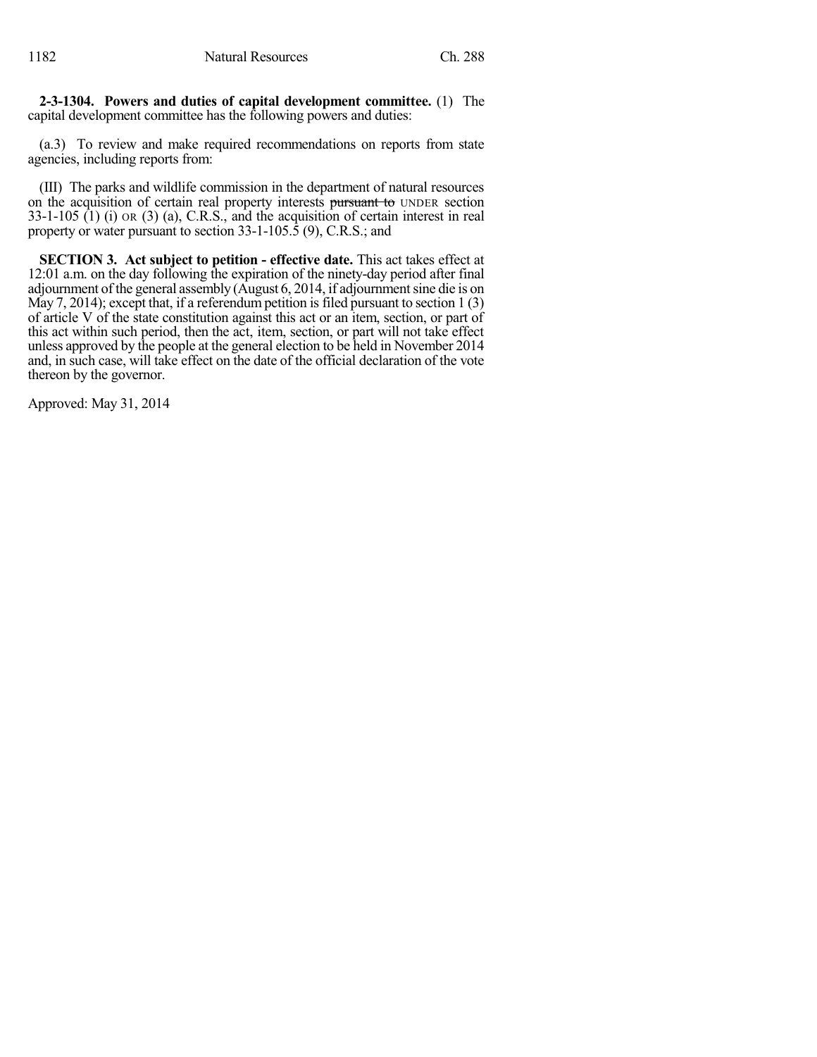**2-3-1304. Powers and duties of capital development committee.** (1) The capital development committee has the following powers and duties:

(a.3) To review and make required recommendations on reports from state agencies, including reports from:

(III) The parks and wildlife commission in the department of natural resources on the acquisition of certain real property interests ~~pursuant to~~ UNDER section 33-1-105 (1) (i) OR (3) (a), C.R.S., and the acquisition of certain interest in real property or water pursuant to section 33-1-105.5 (9), C.R.S.; and

**SECTION 3. Act subject to petition - effective date.** This act takes effect at 12:01 a.m. on the day following the expiration of the ninety-day period after final adjournment of the general assembly (August 6, 2014, if adjournment sine die is on May 7, 2014); except that, if a referendum petition is filed pursuant to section 1 (3) of article V of the state constitution against this act or an item, section, or part of this act within such period, then the act, item, section, or part will not take effect unless approved by the people at the general election to be held in November 2014 and, in such case, will take effect on the date of the official declaration of the vote thereon by the governor.

Approved: May 31, 2014